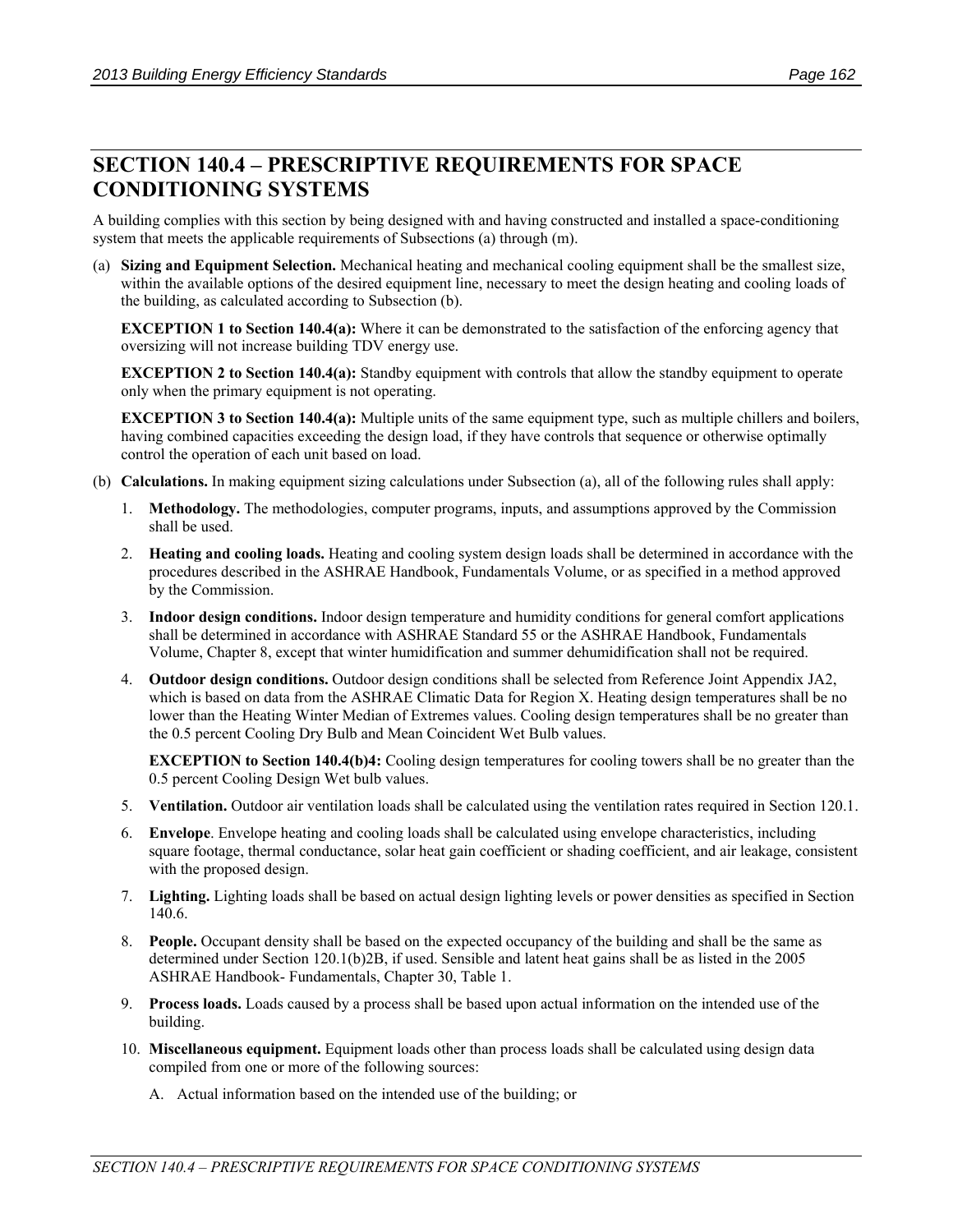## SECTION 140.4 – PRESCRIPTIVE REQUIREMENTS FOR SPACE CONDITIONING SYSTEMS

A building complies with this section by being designed with and having constructed and installed a space-conditioning system that meets the applicable requirements of Subsections (a) through (m).

(a) **Sizing and Equipment Selection.** Mechanical heating and mechanical cooling equipment shall be the smallest size, within the available options of the desired equipment line, necessary to meet the design heating and cooling loads of the building, as calculated according to Subsection (b).

**EXCEPTION 1 to Section 140.4(a):** Where it can be demonstrated to the satisfaction of the enforcing agency that oversizing will not increase building TDV energy use.

**EXCEPTION 2 to Section 140.4(a):** Standby equipment with controls that allow the standby equipment to operate only when the primary equipment is not operating.

**EXCEPTION 3 to Section 140.4(a):** Multiple units of the same equipment type, such as multiple chillers and boilers, having combined capacities exceeding the design load, if they have controls that sequence or otherwise optimally control the operation of each unit based on load.

(b) **Calculations.** In making equipment sizing calculations under Subsection (a), all of the following rules shall apply:

1. **Methodology.** The methodologies, computer programs, inputs, and assumptions approved by the Commission shall be used.

2. **Heating and cooling loads.** Heating and cooling system design loads shall be determined in accordance with the procedures described in the ASHRAE Handbook, Fundamentals Volume, or as specified in a method approved by the Commission.

3. **Indoor design conditions.** Indoor design temperature and humidity conditions for general comfort applications shall be determined in accordance with ASHRAE Standard 55 or the ASHRAE Handbook, Fundamentals Volume, Chapter 8, except that winter humidification and summer dehumidification shall not be required.

4. **Outdoor design conditions.** Outdoor design conditions shall be selected from Reference Joint Appendix JA2, which is based on data from the ASHRAE Climatic Data for Region X. Heating design temperatures shall be no lower than the Heating Winter Median of Extremes values. Cooling design temperatures shall be no greater than the 0.5 percent Cooling Dry Bulb and Mean Coincident Wet Bulb values.

   **EXCEPTION to Section 140.4(b)4:** Cooling design temperatures for cooling towers shall be no greater than the 0.5 percent Cooling Design Wet bulb values.

5. **Ventilation.** Outdoor air ventilation loads shall be calculated using the ventilation rates required in Section 120.1.

6. **Envelope**. Envelope heating and cooling loads shall be calculated using envelope characteristics, including square footage, thermal conductance, solar heat gain coefficient or shading coefficient, and air leakage, consistent with the proposed design.

7. **Lighting.** Lighting loads shall be based on actual design lighting levels or power densities as specified in Section 140.6.

8. **People.** Occupant density shall be based on the expected occupancy of the building and shall be the same as determined under Section 120.1(b)2B, if used. Sensible and latent heat gains shall be as listed in the 2005 ASHRAE Handbook- Fundamentals, Chapter 30, Table 1.

9. **Process loads.** Loads caused by a process shall be based upon actual information on the intended use of the building.

10. **Miscellaneous equipment.** Equipment loads other than process loads shall be calculated using design data compiled from one or more of the following sources:

    A. Actual information based on the intended use of the building; or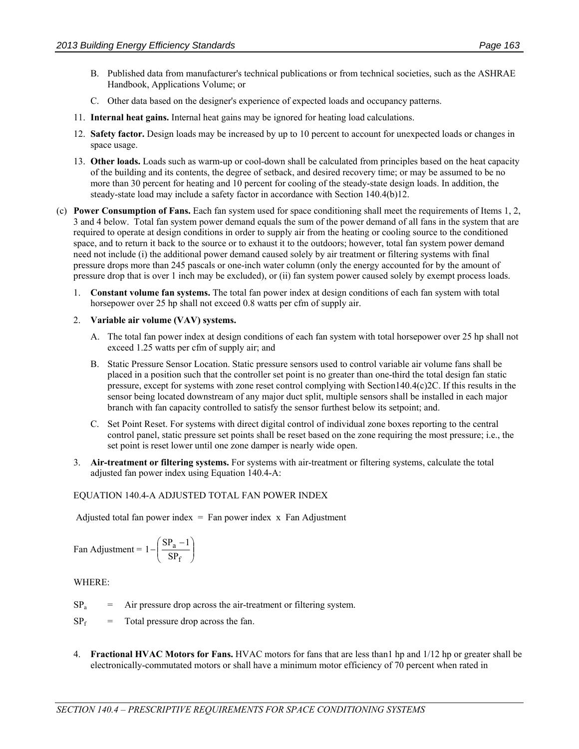B. Published data from manufacturer's technical publications or from technical societies, such as the ASHRAE Handbook, Applications Volume; or

C. Other data based on the designer's experience of expected loads and occupancy patterns.

11. **Internal heat gains.** Internal heat gains may be ignored for heating load calculations.

12. **Safety factor.** Design loads may be increased by up to 10 percent to account for unexpected loads or changes in space usage.

13. **Other loads.** Loads such as warm-up or cool-down shall be calculated from principles based on the heat capacity of the building and its contents, the degree of setback, and desired recovery time; or may be assumed to be no more than 30 percent for heating and 10 percent for cooling of the steady-state design loads. In addition, the steady-state load may include a safety factor in accordance with Section 140.4(b)12.

(c) **Power Consumption of Fans.** Each fan system used for space conditioning shall meet the requirements of Items 1, 2, 3 and 4 below. Total fan system power demand equals the sum of the power demand of all fans in the system that are required to operate at design conditions in order to supply air from the heating or cooling source to the conditioned space, and to return it back to the source or to exhaust it to the outdoors; however, total fan system power demand need not include (i) the additional power demand caused solely by air treatment or filtering systems with final pressure drops more than 245 pascals or one-inch water column (only the energy accounted for by the amount of pressure drop that is over 1 inch may be excluded), or (ii) fan system power caused solely by exempt process loads.

1. **Constant volume fan systems.** The total fan power index at design conditions of each fan system with total horsepower over 25 hp shall not exceed 0.8 watts per cfm of supply air.

2. **Variable air volume (VAV) systems.**

   A. The total fan power index at design conditions of each fan system with total horsepower over 25 hp shall not exceed 1.25 watts per cfm of supply air; and

   B. Static Pressure Sensor Location. Static pressure sensors used to control variable air volume fans shall be placed in a position such that the controller set point is no greater than one-third the total design fan static pressure, except for systems with zone reset control complying with Section140.4(c)2C. If this results in the sensor being located downstream of any major duct split, multiple sensors shall be installed in each major branch with fan capacity controlled to satisfy the sensor furthest below its setpoint; and.

   C. Set Point Reset. For systems with direct digital control of individual zone boxes reporting to the central control panel, static pressure set points shall be reset based on the zone requiring the most pressure; i.e., the set point is reset lower until one zone damper is nearly wide open.

3. **Air-treatment or filtering systems.** For systems with air-treatment or filtering systems, calculate the total adjusted fan power index using Equation 140.4-A:

EQUATION 140.4-A ADJUSTED TOTAL FAN POWER INDEX

Adjusted total fan power index = Fan power index x Fan Adjustment

$$\text{Fan Adjustment} = 1 - \left(\frac{SP_a - 1}{SP_f}\right)$$

WHERE:

$SP_a$ = Air pressure drop across the air-treatment or filtering system.

$SP_f$ = Total pressure drop across the fan.

4. **Fractional HVAC Motors for Fans.** HVAC motors for fans that are less than1 hp and 1/12 hp or greater shall be electronically-commutated motors or shall have a minimum motor efficiency of 70 percent when rated in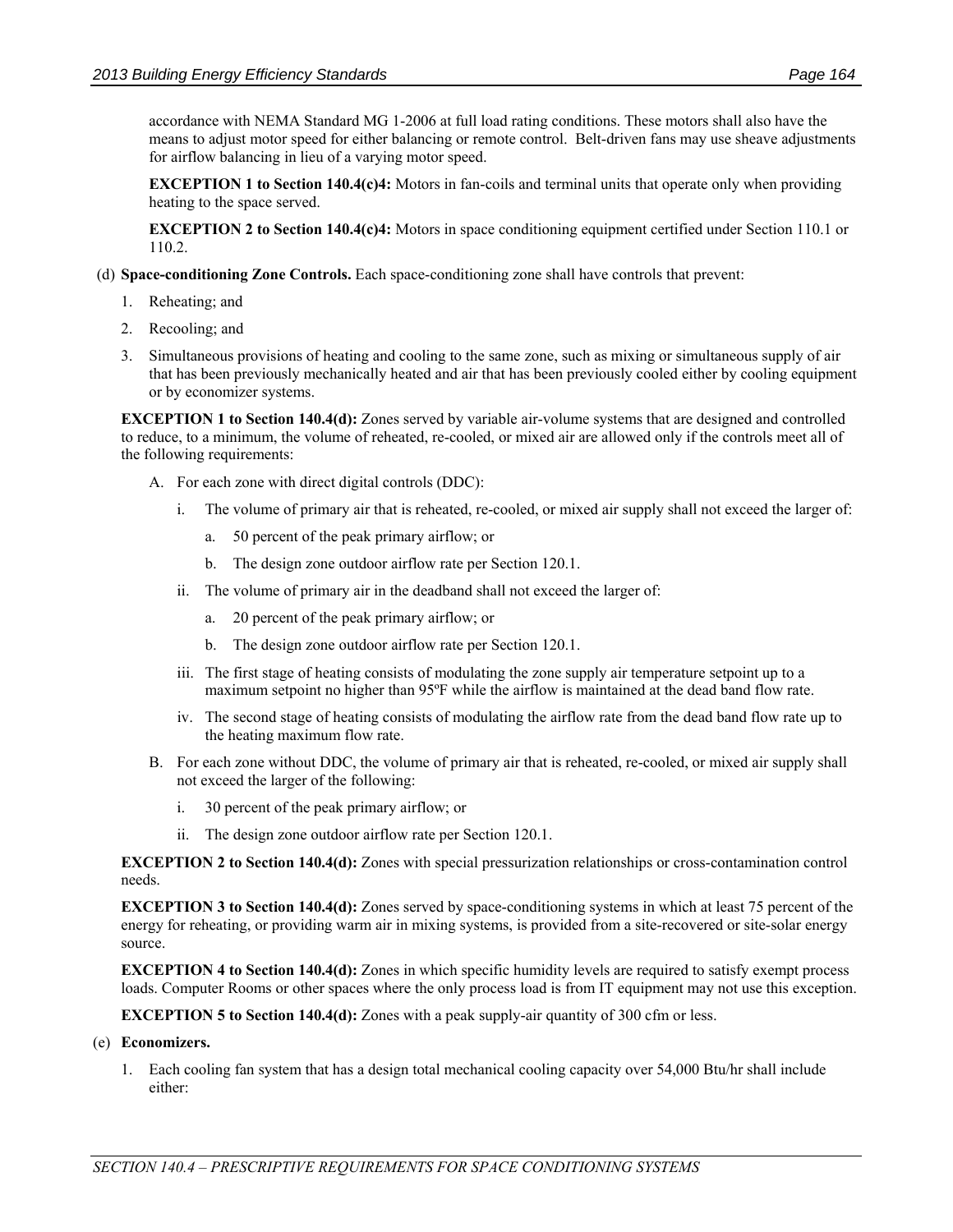accordance with NEMA Standard MG 1-2006 at full load rating conditions. These motors shall also have the means to adjust motor speed for either balancing or remote control. Belt-driven fans may use sheave adjustments for airflow balancing in lieu of a varying motor speed.

**EXCEPTION 1 to Section 140.4(c)4:** Motors in fan-coils and terminal units that operate only when providing heating to the space served.

**EXCEPTION 2 to Section 140.4(c)4:** Motors in space conditioning equipment certified under Section 110.1 or 110.2.

(d) **Space-conditioning Zone Controls.** Each space-conditioning zone shall have controls that prevent:

1. Reheating; and
2. Recooling; and
3. Simultaneous provisions of heating and cooling to the same zone, such as mixing or simultaneous supply of air that has been previously mechanically heated and air that has been previously cooled either by cooling equipment or by economizer systems.

**EXCEPTION 1 to Section 140.4(d):** Zones served by variable air-volume systems that are designed and controlled to reduce, to a minimum, the volume of reheated, re-cooled, or mixed air are allowed only if the controls meet all of the following requirements:

A. For each zone with direct digital controls (DDC):
   i. The volume of primary air that is reheated, re-cooled, or mixed air supply shall not exceed the larger of:
      a. 50 percent of the peak primary airflow; or
      b. The design zone outdoor airflow rate per Section 120.1.
   ii. The volume of primary air in the deadband shall not exceed the larger of:
      a. 20 percent of the peak primary airflow; or
      b. The design zone outdoor airflow rate per Section 120.1.
   iii. The first stage of heating consists of modulating the zone supply air temperature setpoint up to a maximum setpoint no higher than 95ºF while the airflow is maintained at the dead band flow rate.
   iv. The second stage of heating consists of modulating the airflow rate from the dead band flow rate up to the heating maximum flow rate.

B. For each zone without DDC, the volume of primary air that is reheated, re-cooled, or mixed air supply shall not exceed the larger of the following:
   i. 30 percent of the peak primary airflow; or
   ii. The design zone outdoor airflow rate per Section 120.1.

**EXCEPTION 2 to Section 140.4(d):** Zones with special pressurization relationships or cross-contamination control needs.

**EXCEPTION 3 to Section 140.4(d):** Zones served by space-conditioning systems in which at least 75 percent of the energy for reheating, or providing warm air in mixing systems, is provided from a site-recovered or site-solar energy source.

**EXCEPTION 4 to Section 140.4(d):** Zones in which specific humidity levels are required to satisfy exempt process loads. Computer Rooms or other spaces where the only process load is from IT equipment may not use this exception.

**EXCEPTION 5 to Section 140.4(d):** Zones with a peak supply-air quantity of 300 cfm or less.

(e) **Economizers.**

1. Each cooling fan system that has a design total mechanical cooling capacity over 54,000 Btu/hr shall include either: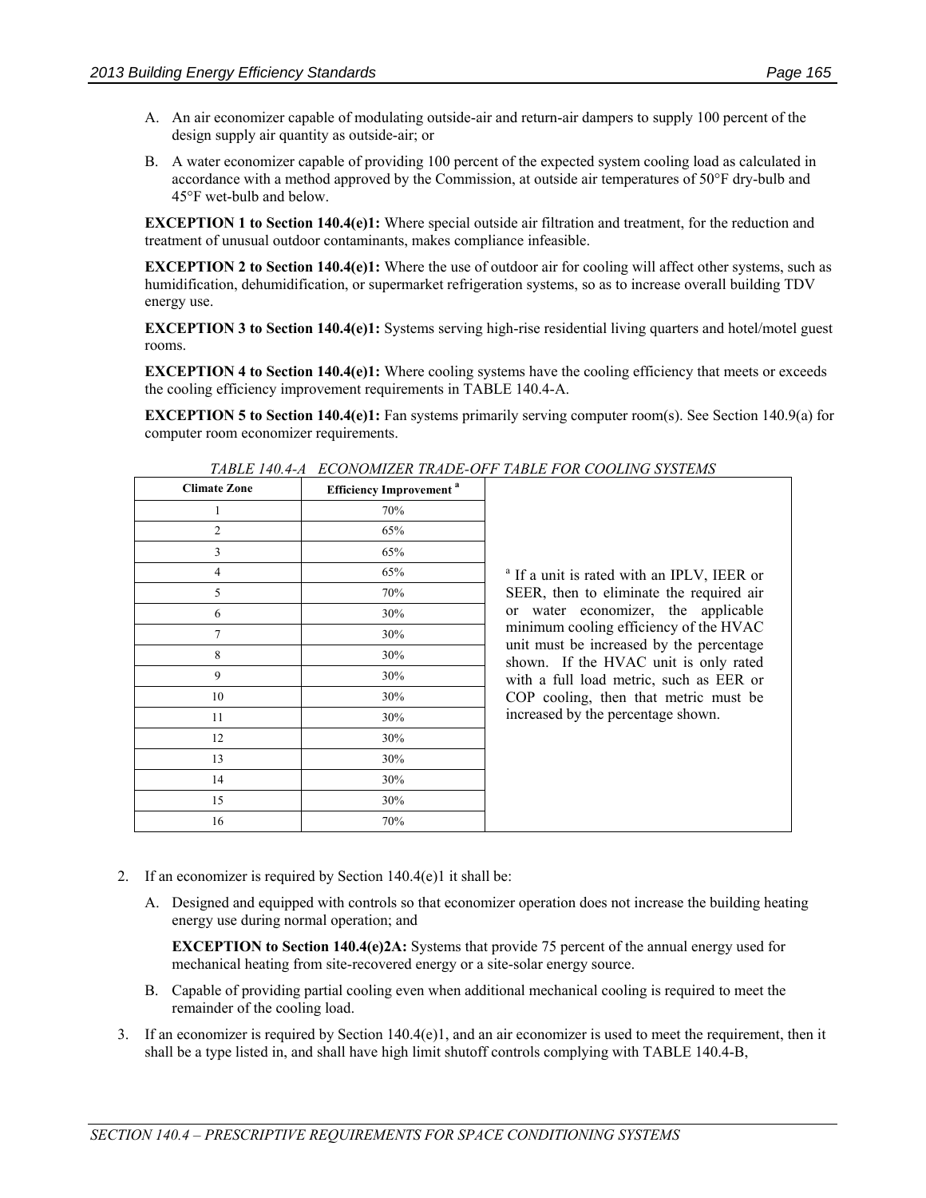A. An air economizer capable of modulating outside-air and return-air dampers to supply 100 percent of the design supply air quantity as outside-air; or

B. A water economizer capable of providing 100 percent of the expected system cooling load as calculated in accordance with a method approved by the Commission, at outside air temperatures of 50°F dry-bulb and 45°F wet-bulb and below.

**EXCEPTION 1 to Section 140.4(e)1:** Where special outside air filtration and treatment, for the reduction and treatment of unusual outdoor contaminants, makes compliance infeasible.

**EXCEPTION 2 to Section 140.4(e)1:** Where the use of outdoor air for cooling will affect other systems, such as humidification, dehumidification, or supermarket refrigeration systems, so as to increase overall building TDV energy use.

**EXCEPTION 3 to Section 140.4(e)1:** Systems serving high-rise residential living quarters and hotel/motel guest rooms.

**EXCEPTION 4 to Section 140.4(e)1:** Where cooling systems have the cooling efficiency that meets or exceeds the cooling efficiency improvement requirements in TABLE 140.4-A.

**EXCEPTION 5 to Section 140.4(e)1:** Fan systems primarily serving computer room(s). See Section 140.9(a) for computer room economizer requirements.

*TABLE 140.4-A ECONOMIZER TRADE-OFF TABLE FOR COOLING SYSTEMS*

| Climate Zone | Efficiency Improvement [a] |
|---|---|
| 1 | 70% |
| 2 | 65% |
| 3 | 65% |
| 4 | 65% |
| 5 | 70% |
| 6 | 30% |
| 7 | 30% |
| 8 | 30% |
| 9 | 30% |
| 10 | 30% |
| 11 | 30% |
| 12 | 30% |
| 13 | 30% |
| 14 | 30% |
| 15 | 30% |
| 16 | 70% |

[a] If a unit is rated with an IPLV, IEER or SEER, then to eliminate the required air or water economizer, the applicable minimum cooling efficiency of the HVAC unit must be increased by the percentage shown. If the HVAC unit is only rated with a full load metric, such as EER or COP cooling, then that metric must be increased by the percentage shown.

2. If an economizer is required by Section 140.4(e)1 it shall be:

   A. Designed and equipped with controls so that economizer operation does not increase the building heating energy use during normal operation; and

   **EXCEPTION to Section 140.4(e)2A:** Systems that provide 75 percent of the annual energy used for mechanical heating from site-recovered energy or a site-solar energy source.

   B. Capable of providing partial cooling even when additional mechanical cooling is required to meet the remainder of the cooling load.

3. If an economizer is required by Section 140.4(e)1, and an air economizer is used to meet the requirement, then it shall be a type listed in, and shall have high limit shutoff controls complying with TABLE 140.4-B,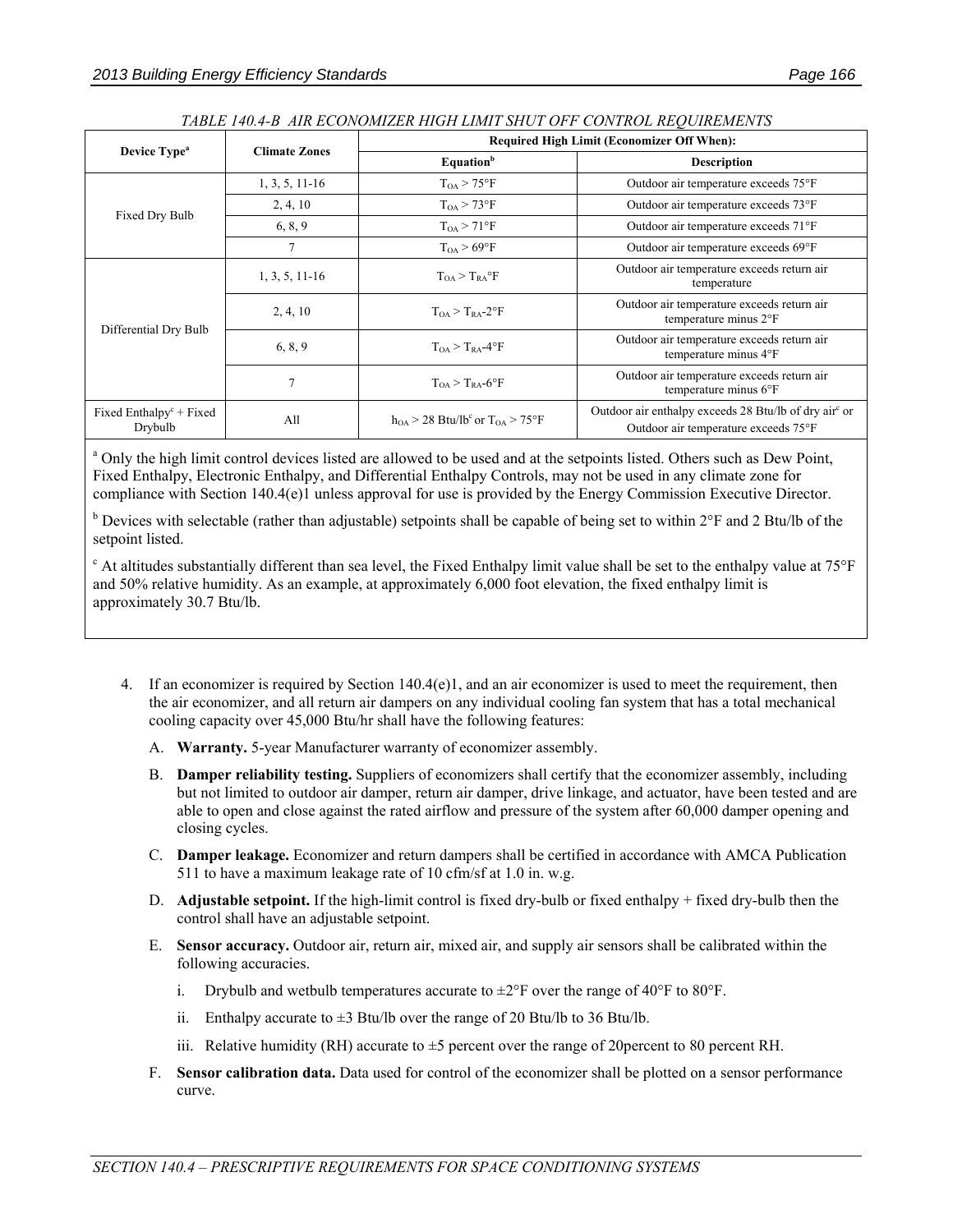*TABLE 140.4-B AIR ECONOMIZER HIGH LIMIT SHUT OFF CONTROL REQUIREMENTS*

| Device Type[a] | Climate Zones | Required High Limit (Economizer Off When): | |
|---|---|---|---|
| | | Equation[b] | Description |
| Fixed Dry Bulb | 1, 3, 5, 11-16 | $T_{OA} > 75°F$ | Outdoor air temperature exceeds 75°F |
| | 2, 4, 10 | $T_{OA} > 73°F$ | Outdoor air temperature exceeds 73°F |
| | 6, 8, 9 | $T_{OA} > 71°F$ | Outdoor air temperature exceeds 71°F |
| | 7 | $T_{OA} > 69°F$ | Outdoor air temperature exceeds 69°F |
| Differential Dry Bulb | 1, 3, 5, 11-16 | $T_{OA} > T_{RA}°F$ | Outdoor air temperature exceeds return air temperature |
| | 2, 4, 10 | $T_{OA} > T_{RA}$-2°F | Outdoor air temperature exceeds return air temperature minus 2°F |
| | 6, 8, 9 | $T_{OA} > T_{RA}$-4°F | Outdoor air temperature exceeds return air temperature minus 4°F |
| | 7 | $T_{OA} > T_{RA}$-6°F | Outdoor air temperature exceeds return air temperature minus 6°F |
| Fixed Enthalpy[c] + Fixed Drybulb | All | $h_{OA} > 28$ Btu/lb[c] or $T_{OA} > 75°F$ | Outdoor air enthalpy exceeds 28 Btu/lb of dry air[c] or Outdoor air temperature exceeds 75°F |

[a] Only the high limit control devices listed are allowed to be used and at the setpoints listed. Others such as Dew Point, Fixed Enthalpy, Electronic Enthalpy, and Differential Enthalpy Controls, may not be used in any climate zone for compliance with Section 140.4(e)1 unless approval for use is provided by the Energy Commission Executive Director.

[b] Devices with selectable (rather than adjustable) setpoints shall be capable of being set to within 2°F and 2 Btu/lb of the setpoint listed.

[c] At altitudes substantially different than sea level, the Fixed Enthalpy limit value shall be set to the enthalpy value at 75°F and 50% relative humidity. As an example, at approximately 6,000 foot elevation, the fixed enthalpy limit is approximately 30.7 Btu/lb.

4. If an economizer is required by Section 140.4(e)1, and an air economizer is used to meet the requirement, then the air economizer, and all return air dampers on any individual cooling fan system that has a total mechanical cooling capacity over 45,000 Btu/hr shall have the following features:

   A. **Warranty.** 5-year Manufacturer warranty of economizer assembly.

   B. **Damper reliability testing.** Suppliers of economizers shall certify that the economizer assembly, including but not limited to outdoor air damper, return air damper, drive linkage, and actuator, have been tested and are able to open and close against the rated airflow and pressure of the system after 60,000 damper opening and closing cycles.

   C. **Damper leakage.** Economizer and return dampers shall be certified in accordance with AMCA Publication 511 to have a maximum leakage rate of 10 cfm/sf at 1.0 in. w.g.

   D. **Adjustable setpoint.** If the high-limit control is fixed dry-bulb or fixed enthalpy + fixed dry-bulb then the control shall have an adjustable setpoint.

   E. **Sensor accuracy.** Outdoor air, return air, mixed air, and supply air sensors shall be calibrated within the following accuracies.

      i. Drybulb and wetbulb temperatures accurate to ±2°F over the range of 40°F to 80°F.

      ii. Enthalpy accurate to ±3 Btu/lb over the range of 20 Btu/lb to 36 Btu/lb.

      iii. Relative humidity (RH) accurate to ±5 percent over the range of 20percent to 80 percent RH.

   F. **Sensor calibration data.** Data used for control of the economizer shall be plotted on a sensor performance curve.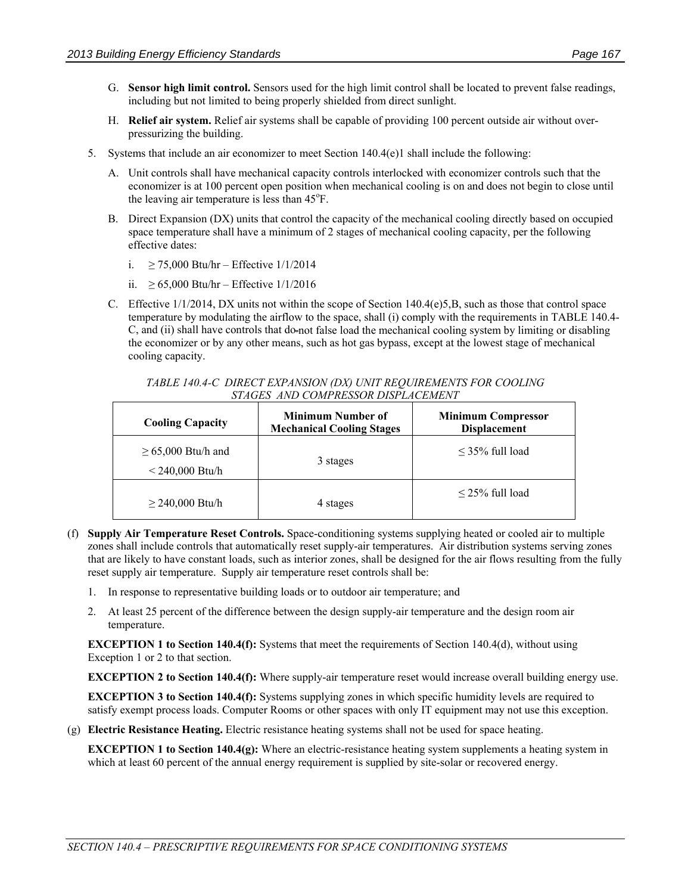G. **Sensor high limit control.** Sensors used for the high limit control shall be located to prevent false readings, including but not limited to being properly shielded from direct sunlight.

H. **Relief air system.** Relief air systems shall be capable of providing 100 percent outside air without over-pressurizing the building.

5. Systems that include an air economizer to meet Section 140.4(e)1 shall include the following:

   A. Unit controls shall have mechanical capacity controls interlocked with economizer controls such that the economizer is at 100 percent open position when mechanical cooling is on and does not begin to close until the leaving air temperature is less than 45°F.

   B. Direct Expansion (DX) units that control the capacity of the mechanical cooling directly based on occupied space temperature shall have a minimum of 2 stages of mechanical cooling capacity, per the following effective dates:

      i. ≥ 75,000 Btu/hr – Effective 1/1/2014

      ii. ≥ 65,000 Btu/hr – Effective 1/1/2016

   C. Effective 1/1/2014, DX units not within the scope of Section 140.4(e)5,B, such as those that control space temperature by modulating the airflow to the space, shall (i) comply with the requirements in TABLE 140.4-C, and (ii) shall have controls that do not false load the mechanical cooling system by limiting or disabling the economizer or by any other means, such as hot gas bypass, except at the lowest stage of mechanical cooling capacity.

*TABLE 140.4-C DIRECT EXPANSION (DX) UNIT REQUIREMENTS FOR COOLING STAGES AND COMPRESSOR DISPLACEMENT*

| Cooling Capacity | Minimum Number of Mechanical Cooling Stages | Minimum Compressor Displacement |
|---|---|---|
| ≥ 65,000 Btu/h and < 240,000 Btu/h | 3 stages | ≤ 35% full load |
| ≥ 240,000 Btu/h | 4 stages | ≤ 25% full load |

(f) **Supply Air Temperature Reset Controls.** Space-conditioning systems supplying heated or cooled air to multiple zones shall include controls that automatically reset supply-air temperatures. Air distribution systems serving zones that are likely to have constant loads, such as interior zones, shall be designed for the air flows resulting from the fully reset supply air temperature. Supply air temperature reset controls shall be:

1. In response to representative building loads or to outdoor air temperature; and

2. At least 25 percent of the difference between the design supply-air temperature and the design room air temperature.

**EXCEPTION 1 to Section 140.4(f):** Systems that meet the requirements of Section 140.4(d), without using Exception 1 or 2 to that section.

**EXCEPTION 2 to Section 140.4(f):** Where supply-air temperature reset would increase overall building energy use.

**EXCEPTION 3 to Section 140.4(f):** Systems supplying zones in which specific humidity levels are required to satisfy exempt process loads. Computer Rooms or other spaces with only IT equipment may not use this exception.

(g) **Electric Resistance Heating.** Electric resistance heating systems shall not be used for space heating.

**EXCEPTION 1 to Section 140.4(g):** Where an electric-resistance heating system supplements a heating system in which at least 60 percent of the annual energy requirement is supplied by site-solar or recovered energy.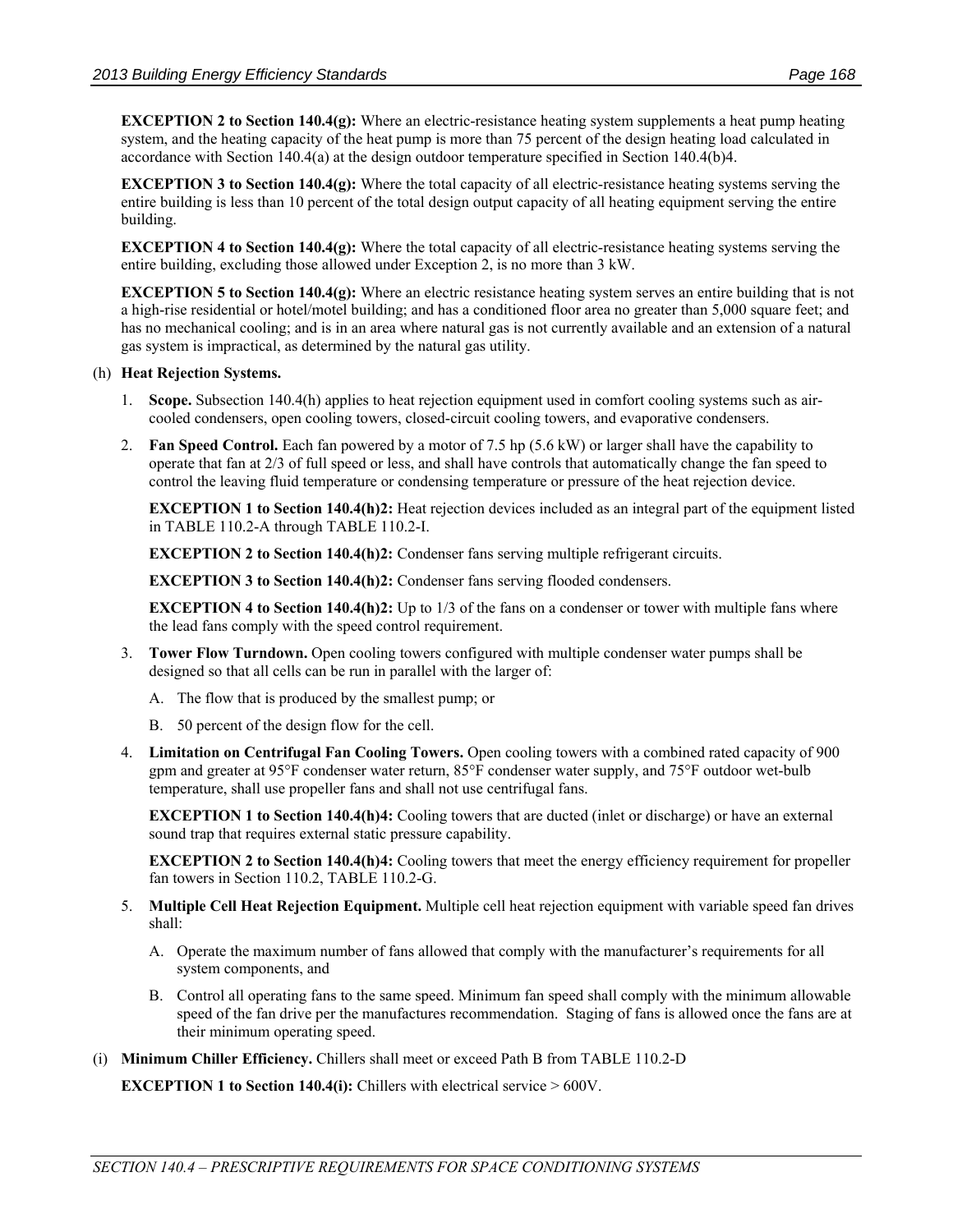**EXCEPTION 2 to Section 140.4(g):** Where an electric-resistance heating system supplements a heat pump heating system, and the heating capacity of the heat pump is more than 75 percent of the design heating load calculated in accordance with Section 140.4(a) at the design outdoor temperature specified in Section 140.4(b)4.

**EXCEPTION 3 to Section 140.4(g):** Where the total capacity of all electric-resistance heating systems serving the entire building is less than 10 percent of the total design output capacity of all heating equipment serving the entire building.

**EXCEPTION 4 to Section 140.4(g):** Where the total capacity of all electric-resistance heating systems serving the entire building, excluding those allowed under Exception 2, is no more than 3 kW.

**EXCEPTION 5 to Section 140.4(g):** Where an electric resistance heating system serves an entire building that is not a high-rise residential or hotel/motel building; and has a conditioned floor area no greater than 5,000 square feet; and has no mechanical cooling; and is in an area where natural gas is not currently available and an extension of a natural gas system is impractical, as determined by the natural gas utility.

(h) **Heat Rejection Systems.**

1. **Scope.** Subsection 140.4(h) applies to heat rejection equipment used in comfort cooling systems such as air-cooled condensers, open cooling towers, closed-circuit cooling towers, and evaporative condensers.

2. **Fan Speed Control.** Each fan powered by a motor of 7.5 hp (5.6 kW) or larger shall have the capability to operate that fan at 2/3 of full speed or less, and shall have controls that automatically change the fan speed to control the leaving fluid temperature or condensing temperature or pressure of the heat rejection device.

   **EXCEPTION 1 to Section 140.4(h)2:** Heat rejection devices included as an integral part of the equipment listed in TABLE 110.2-A through TABLE 110.2-I.

   **EXCEPTION 2 to Section 140.4(h)2:** Condenser fans serving multiple refrigerant circuits.

   **EXCEPTION 3 to Section 140.4(h)2:** Condenser fans serving flooded condensers.

   **EXCEPTION 4 to Section 140.4(h)2:** Up to 1/3 of the fans on a condenser or tower with multiple fans where the lead fans comply with the speed control requirement.

3. **Tower Flow Turndown.** Open cooling towers configured with multiple condenser water pumps shall be designed so that all cells can be run in parallel with the larger of:

   A. The flow that is produced by the smallest pump; or

   B. 50 percent of the design flow for the cell.

4. **Limitation on Centrifugal Fan Cooling Towers.** Open cooling towers with a combined rated capacity of 900 gpm and greater at 95°F condenser water return, 85°F condenser water supply, and 75°F outdoor wet-bulb temperature, shall use propeller fans and shall not use centrifugal fans.

   **EXCEPTION 1 to Section 140.4(h)4:** Cooling towers that are ducted (inlet or discharge) or have an external sound trap that requires external static pressure capability.

   **EXCEPTION 2 to Section 140.4(h)4:** Cooling towers that meet the energy efficiency requirement for propeller fan towers in Section 110.2, TABLE 110.2-G.

5. **Multiple Cell Heat Rejection Equipment.** Multiple cell heat rejection equipment with variable speed fan drives shall:

   A. Operate the maximum number of fans allowed that comply with the manufacturer's requirements for all system components, and

   B. Control all operating fans to the same speed. Minimum fan speed shall comply with the minimum allowable speed of the fan drive per the manufactures recommendation. Staging of fans is allowed once the fans are at their minimum operating speed.

(i) **Minimum Chiller Efficiency.** Chillers shall meet or exceed Path B from TABLE 110.2-D

**EXCEPTION 1 to Section 140.4(i):** Chillers with electrical service > 600V.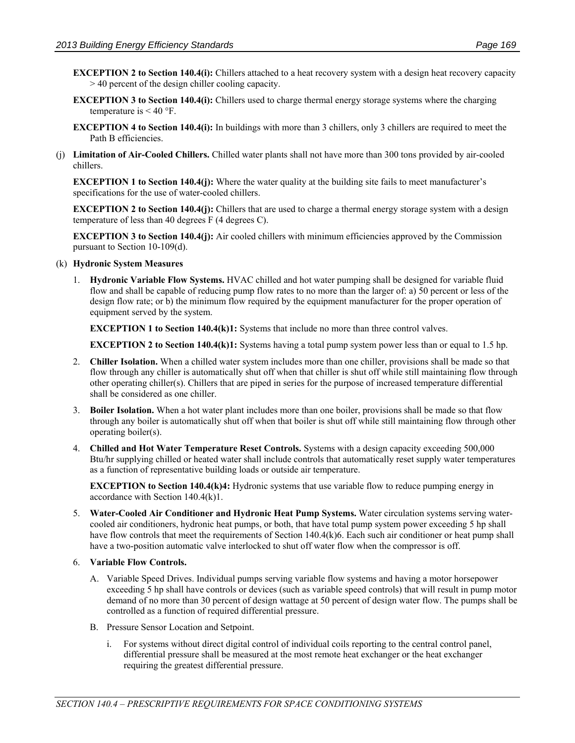**EXCEPTION 2 to Section 140.4(i):** Chillers attached to a heat recovery system with a design heat recovery capacity > 40 percent of the design chiller cooling capacity.

**EXCEPTION 3 to Section 140.4(i):** Chillers used to charge thermal energy storage systems where the charging temperature is < 40 °F.

**EXCEPTION 4 to Section 140.4(i):** In buildings with more than 3 chillers, only 3 chillers are required to meet the Path B efficiencies.

(j) **Limitation of Air-Cooled Chillers.** Chilled water plants shall not have more than 300 tons provided by air-cooled chillers.

**EXCEPTION 1 to Section 140.4(j):** Where the water quality at the building site fails to meet manufacturer's specifications for the use of water-cooled chillers.

**EXCEPTION 2 to Section 140.4(j):** Chillers that are used to charge a thermal energy storage system with a design temperature of less than 40 degrees F (4 degrees C).

**EXCEPTION 3 to Section 140.4(j):** Air cooled chillers with minimum efficiencies approved by the Commission pursuant to Section 10-109(d).

(k) **Hydronic System Measures**

1. **Hydronic Variable Flow Systems.** HVAC chilled and hot water pumping shall be designed for variable fluid flow and shall be capable of reducing pump flow rates to no more than the larger of: a) 50 percent or less of the design flow rate; or b) the minimum flow required by the equipment manufacturer for the proper operation of equipment served by the system.

   **EXCEPTION 1 to Section 140.4(k)1:** Systems that include no more than three control valves.

   **EXCEPTION 2 to Section 140.4(k)1:** Systems having a total pump system power less than or equal to 1.5 hp.

2. **Chiller Isolation.** When a chilled water system includes more than one chiller, provisions shall be made so that flow through any chiller is automatically shut off when that chiller is shut off while still maintaining flow through other operating chiller(s). Chillers that are piped in series for the purpose of increased temperature differential shall be considered as one chiller.

3. **Boiler Isolation.** When a hot water plant includes more than one boiler, provisions shall be made so that flow through any boiler is automatically shut off when that boiler is shut off while still maintaining flow through other operating boiler(s).

4. **Chilled and Hot Water Temperature Reset Controls.** Systems with a design capacity exceeding 500,000 Btu/hr supplying chilled or heated water shall include controls that automatically reset supply water temperatures as a function of representative building loads or outside air temperature.

   **EXCEPTION to Section 140.4(k)4:** Hydronic systems that use variable flow to reduce pumping energy in accordance with Section 140.4(k)1.

5. **Water-Cooled Air Conditioner and Hydronic Heat Pump Systems.** Water circulation systems serving water-cooled air conditioners, hydronic heat pumps, or both, that have total pump system power exceeding 5 hp shall have flow controls that meet the requirements of Section 140.4(k)6. Each such air conditioner or heat pump shall have a two-position automatic valve interlocked to shut off water flow when the compressor is off.

6. **Variable Flow Controls.**

   A. Variable Speed Drives. Individual pumps serving variable flow systems and having a motor horsepower exceeding 5 hp shall have controls or devices (such as variable speed controls) that will result in pump motor demand of no more than 30 percent of design wattage at 50 percent of design water flow. The pumps shall be controlled as a function of required differential pressure.

   B. Pressure Sensor Location and Setpoint.

      i. For systems without direct digital control of individual coils reporting to the central control panel, differential pressure shall be measured at the most remote heat exchanger or the heat exchanger requiring the greatest differential pressure.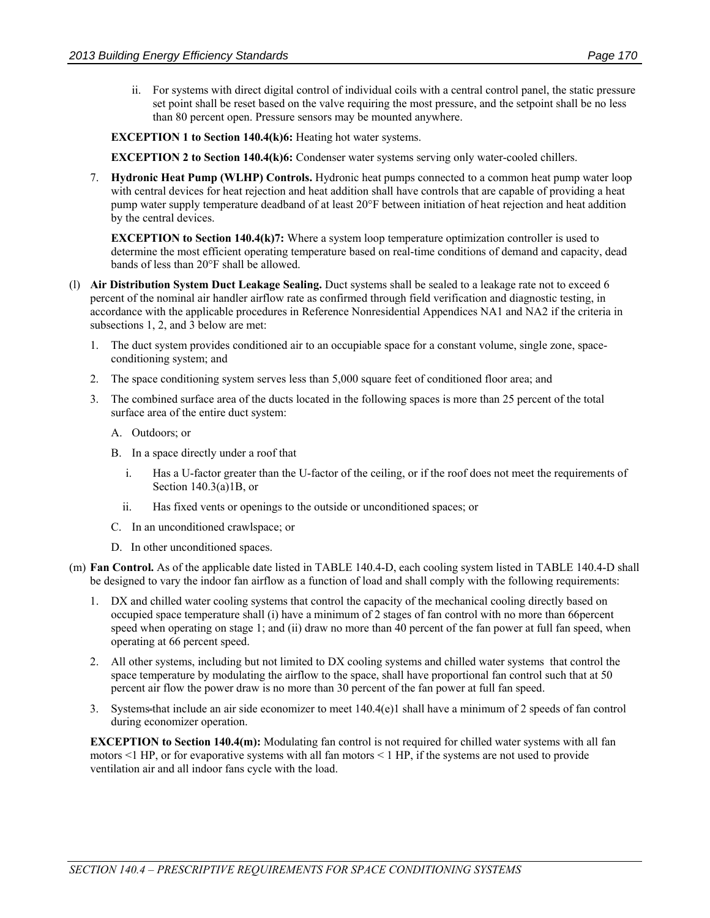ii. For systems with direct digital control of individual coils with a central control panel, the static pressure set point shall be reset based on the valve requiring the most pressure, and the setpoint shall be no less than 80 percent open. Pressure sensors may be mounted anywhere.

**EXCEPTION 1 to Section 140.4(k)6:** Heating hot water systems.

**EXCEPTION 2 to Section 140.4(k)6:** Condenser water systems serving only water-cooled chillers.

7. **Hydronic Heat Pump (WLHP) Controls.** Hydronic heat pumps connected to a common heat pump water loop with central devices for heat rejection and heat addition shall have controls that are capable of providing a heat pump water supply temperature deadband of at least 20°F between initiation of heat rejection and heat addition by the central devices.

   **EXCEPTION to Section 140.4(k)7:** Where a system loop temperature optimization controller is used to determine the most efficient operating temperature based on real-time conditions of demand and capacity, dead bands of less than 20°F shall be allowed.

(l) **Air Distribution System Duct Leakage Sealing.** Duct systems shall be sealed to a leakage rate not to exceed 6 percent of the nominal air handler airflow rate as confirmed through field verification and diagnostic testing, in accordance with the applicable procedures in Reference Nonresidential Appendices NA1 and NA2 if the criteria in subsections 1, 2, and 3 below are met:

1. The duct system provides conditioned air to an occupiable space for a constant volume, single zone, space-conditioning system; and
2. The space conditioning system serves less than 5,000 square feet of conditioned floor area; and
3. The combined surface area of the ducts located in the following spaces is more than 25 percent of the total surface area of the entire duct system:
   A. Outdoors; or
   B. In a space directly under a roof that
      i. Has a U-factor greater than the U-factor of the ceiling, or if the roof does not meet the requirements of Section 140.3(a)1B, or
      ii. Has fixed vents or openings to the outside or unconditioned spaces; or
   C. In an unconditioned crawlspace; or
   D. In other unconditioned spaces.

(m) **Fan Control.** As of the applicable date listed in TABLE 140.4-D, each cooling system listed in TABLE 140.4-D shall be designed to vary the indoor fan airflow as a function of load and shall comply with the following requirements:

1. DX and chilled water cooling systems that control the capacity of the mechanical cooling directly based on occupied space temperature shall (i) have a minimum of 2 stages of fan control with no more than 66percent speed when operating on stage 1; and (ii) draw no more than 40 percent of the fan power at full fan speed, when operating at 66 percent speed.
2. All other systems, including but not limited to DX cooling systems and chilled water systems that control the space temperature by modulating the airflow to the space, shall have proportional fan control such that at 50 percent air flow the power draw is no more than 30 percent of the fan power at full fan speed.
3. Systems that include an air side economizer to meet 140.4(e)1 shall have a minimum of 2 speeds of fan control during economizer operation.

**EXCEPTION to Section 140.4(m):** Modulating fan control is not required for chilled water systems with all fan motors <1 HP, or for evaporative systems with all fan motors < 1 HP, if the systems are not used to provide ventilation air and all indoor fans cycle with the load.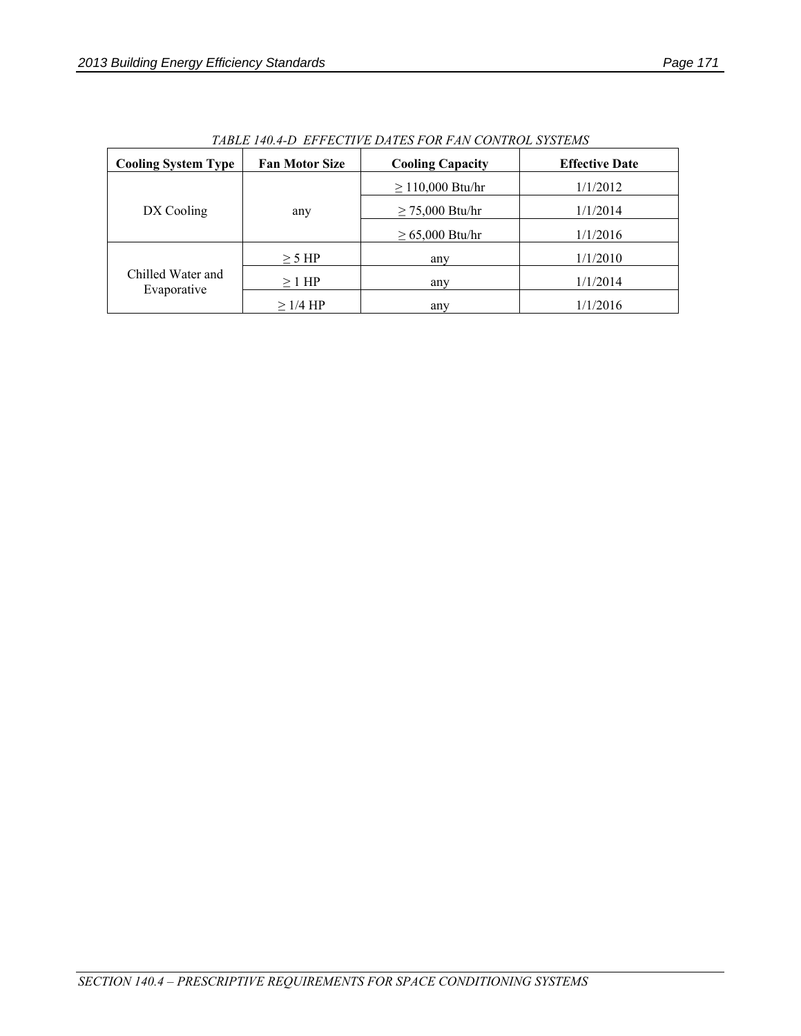*TABLE 140.4-D EFFECTIVE DATES FOR FAN CONTROL SYSTEMS*

| Cooling System Type | Fan Motor Size | Cooling Capacity | Effective Date |
|---|---|---|---|
| DX Cooling | any | ≥ 110,000 Btu/hr | 1/1/2012 |
| | | ≥ 75,000 Btu/hr | 1/1/2014 |
| | | ≥ 65,000 Btu/hr | 1/1/2016 |
| Chilled Water and Evaporative | ≥ 5 HP | any | 1/1/2010 |
| | ≥ 1 HP | any | 1/1/2014 |
| | ≥ 1/4 HP | any | 1/1/2016 |